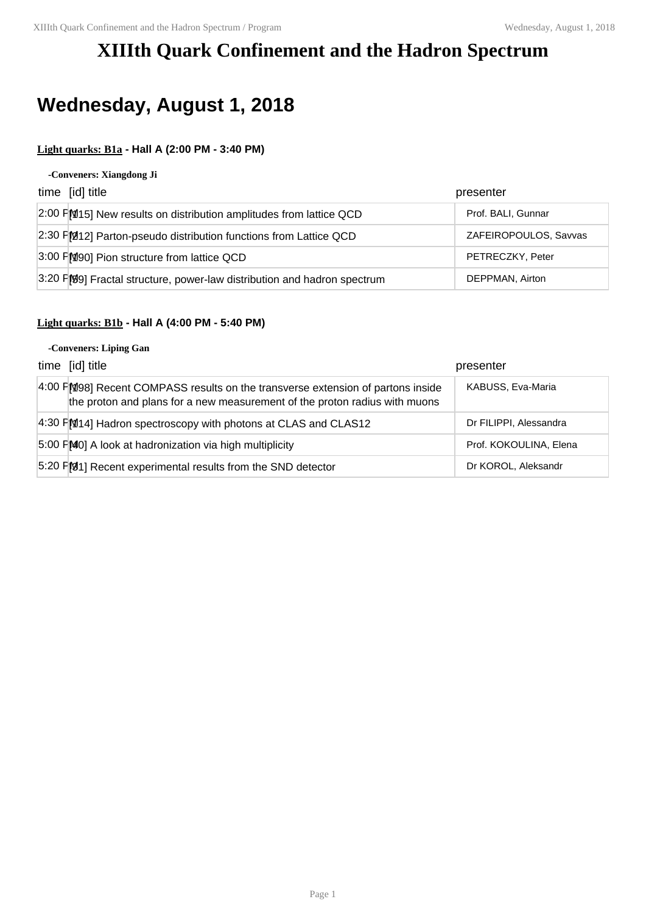# XIIIth Quark Confinement and the Hadron Spectrum

## Wednesday, August 1, 2018

### Light quarks: B1a - Hall A (2:00 PM - 3:40 PM)

**-Conveners: Xiangdong Ji**

| time | [id] title | presenter |
| --- | --- | --- |
| 2:00 PM | [115] New results on distribution amplitudes from lattice QCD | Prof. BALI, Gunnar |
| 2:30 PM | [212] Parton-pseudo distribution functions from Lattice QCD | ZAFEIROPOULOS, Savvas |
| 3:00 PM | [190] Pion structure from lattice QCD | PETRECZKY, Peter |
| 3:20 PM | [59] Fractal structure, power-law distribution and hadron spectrum | DEPPMAN, Airton |

### Light quarks: B1b - Hall A (4:00 PM - 5:40 PM)

**-Conveners: Liping Gan**

| time | [id] title | presenter |
| --- | --- | --- |
| 4:00 PM | [198] Recent COMPASS results on the transverse extension of partons inside the proton and plans for a new measurement of the proton radius with muons | KABUSS, Eva-Maria |
| 4:30 PM | [114] Hadron spectroscopy with photons at CLAS and CLAS12 | Dr FILIPPI, Alessandra |
| 5:00 PM | [40] A look at hadronization via high multiplicity | Prof. KOKOULINA, Elena |
| 5:20 PM | [31] Recent experimental results from the SND detector | Dr KOROL, Aleksandr |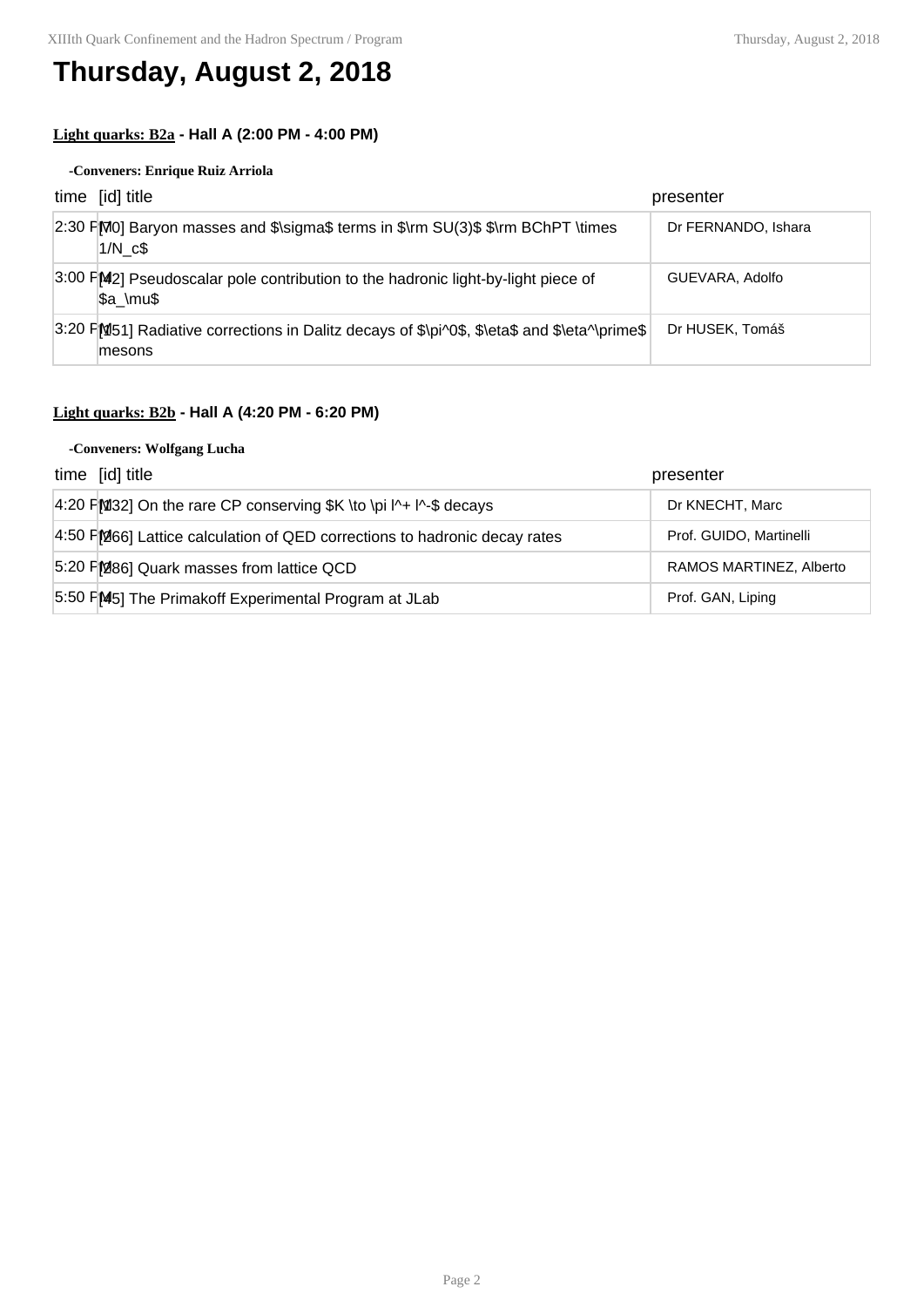# Thursday, August 2, 2018

### Light quarks: B2a - Hall A (2:00 PM - 4:00 PM)

**-Conveners: Enrique Ruiz Arriola**

| time | [id] title | presenter |
| --- | --- | --- |
| 2:30 PM | [70] Baryon masses and $\sigma$ terms in $\rm SU(3)$ $\rm BChPT \times 1/N_c$ | Dr FERNANDO, Ishara |
| 3:00 PM | [42] Pseudoscalar pole contribution to the hadronic light-by-light piece of $a_\mu$ | GUEVARA, Adolfo |
| 3:20 PM | [151] Radiative corrections in Dalitz decays of $\pi^0$, $\eta$ and $\eta^\prime$ mesons | Dr HUSEK, Tomáš |

### Light quarks: B2b - Hall A (4:20 PM - 6:20 PM)

**-Conveners: Wolfgang Lucha**

| time | [id] title | presenter |
| --- | --- | --- |
| 4:20 PM | [132] On the rare CP conserving $K \to \pi l^+ l^-$ decays | Dr KNECHT, Marc |
| 4:50 PM | [266] Lattice calculation of QED corrections to hadronic decay rates | Prof. GUIDO, Martinelli |
| 5:20 PM | [286] Quark masses from lattice QCD | RAMOS MARTINEZ, Alberto |
| 5:50 PM | [45] The Primakoff Experimental Program at JLab | Prof. GAN, Liping |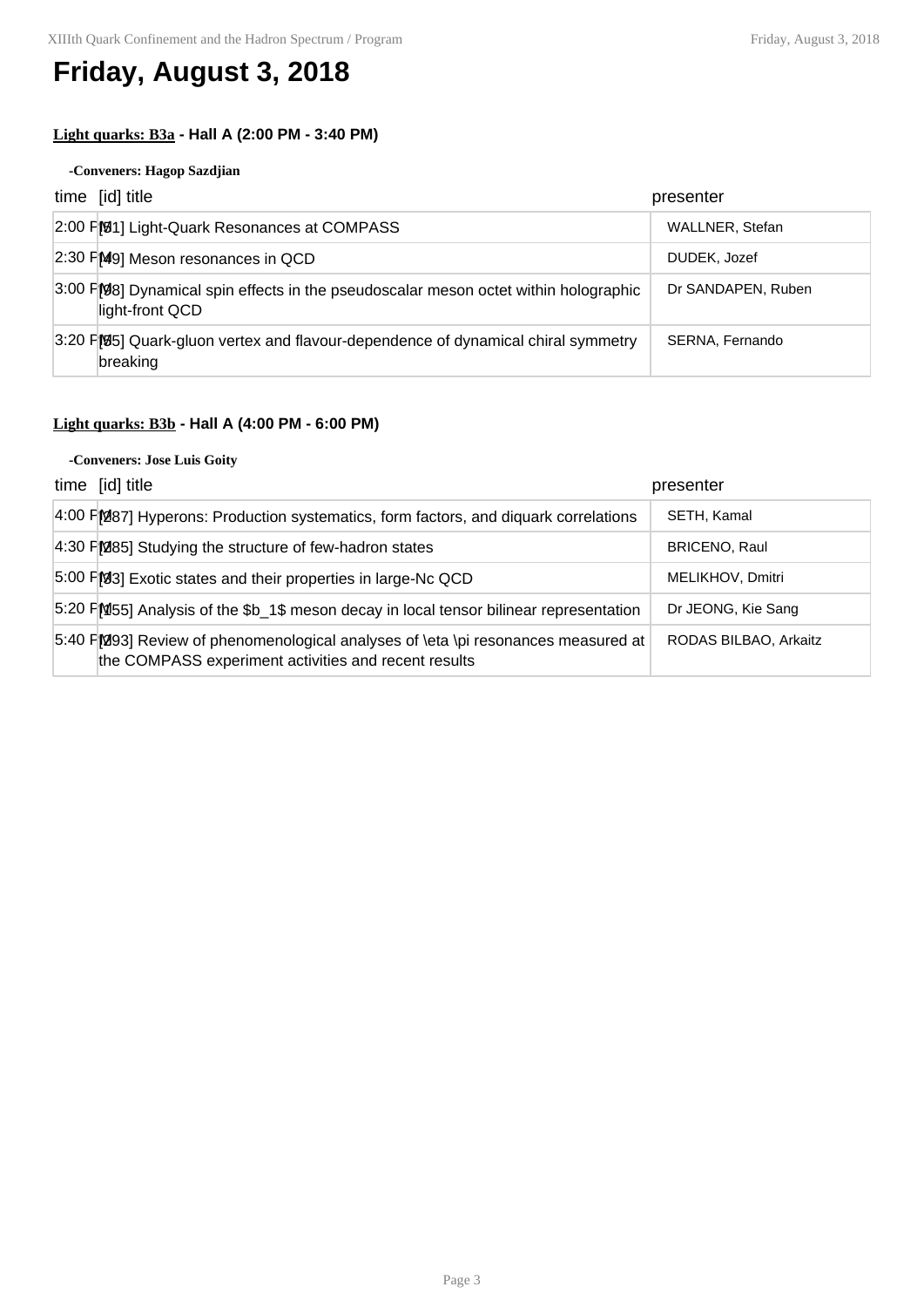# Friday, August 3, 2018

**Light quarks: B3a - Hall A (2:00 PM - 3:40 PM)**

**-Conveners: Hagop Sazdjian**

| time | [id] title | presenter |
|---|---|---|
| 2:00 PM | [51] Light-Quark Resonances at COMPASS | WALLNER, Stefan |
| 2:30 PM | [49] Meson resonances in QCD | DUDEK, Jozef |
| 3:00 PM | [98] Dynamical spin effects in the pseudoscalar meson octet within holographic light-front QCD | Dr SANDAPEN, Ruben |
| 3:20 PM | [65] Quark-gluon vertex and flavour-dependence of dynamical chiral symmetry breaking | SERNA, Fernando |

**Light quarks: B3b - Hall A (4:00 PM - 6:00 PM)**

**-Conveners: Jose Luis Goity**

| time | [id] title | presenter |
|---|---|---|
| 4:00 PM | [287] Hyperons: Production systematics, form factors, and diquark correlations | SETH, Kamal |
| 4:30 PM | [285] Studying the structure of few-hadron states | BRICENO, Raul |
| 5:00 PM | [63] Exotic states and their properties in large-Nc QCD | MELIKHOV, Dmitri |
| 5:20 PM | [155] Analysis of the $b_1$ meson decay in local tensor bilinear representation | Dr JEONG, Kie Sang |
| 5:40 PM | [293] Review of phenomenological analyses of $\eta \pi$ resonances measured at the COMPASS experiment activities and recent results | RODAS BILBAO, Arkaitz |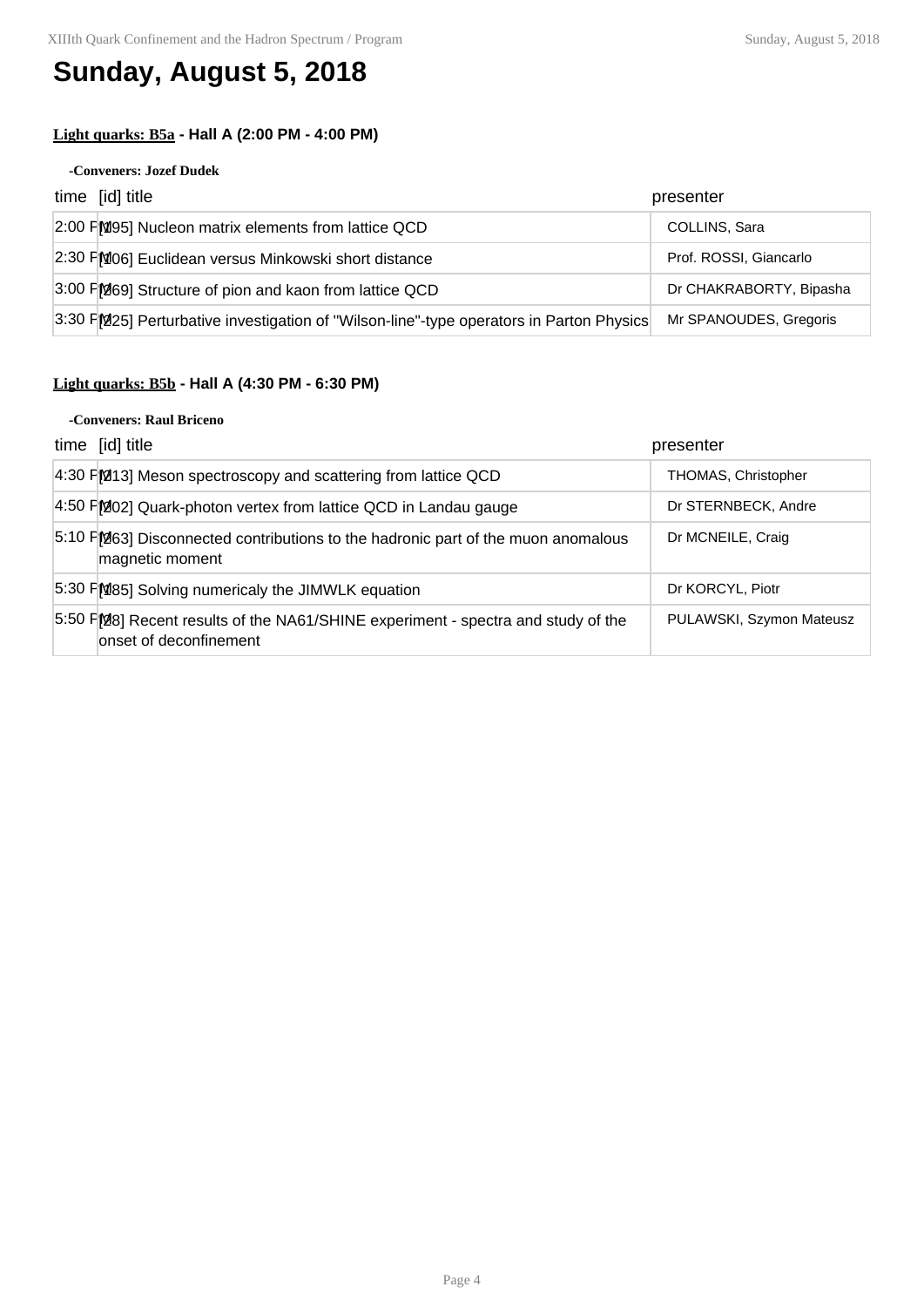# Sunday, August 5, 2018

**Light quarks: B5a - Hall A (2:00 PM - 4:00 PM)**

**-Conveners: Jozef Dudek**

| time | [id] title | presenter |
|---|---|---|
| 2:00 PM | [195] Nucleon matrix elements from lattice QCD | COLLINS, Sara |
| 2:30 PM | [106] Euclidean versus Minkowski short distance | Prof. ROSSI, Giancarlo |
| 3:00 PM | [269] Structure of pion and kaon from lattice QCD | Dr CHAKRABORTY, Bipasha |
| 3:30 PM | [225] Perturbative investigation of "Wilson-line"-type operators in Parton Physics | Mr SPANOUDES, Gregoris |

**Light quarks: B5b - Hall A (4:30 PM - 6:30 PM)**

**-Conveners: Raul Briceno**

| time | [id] title | presenter |
|---|---|---|
| 4:30 PM | [213] Meson spectroscopy and scattering from lattice QCD | THOMAS, Christopher |
| 4:50 PM | [202] Quark-photon vertex from lattice QCD in Landau gauge | Dr STERNBECK, Andre |
| 5:10 PM | [263] Disconnected contributions to the hadronic part of the muon anomalous magnetic moment | Dr MCNEILE, Craig |
| 5:30 PM | [185] Solving numericaly the JIMWLK equation | Dr KORCYL, Piotr |
| 5:50 PM | [28] Recent results of the NA61/SHINE experiment - spectra and study of the onset of deconfinement | PULAWSKI, Szymon Mateusz |